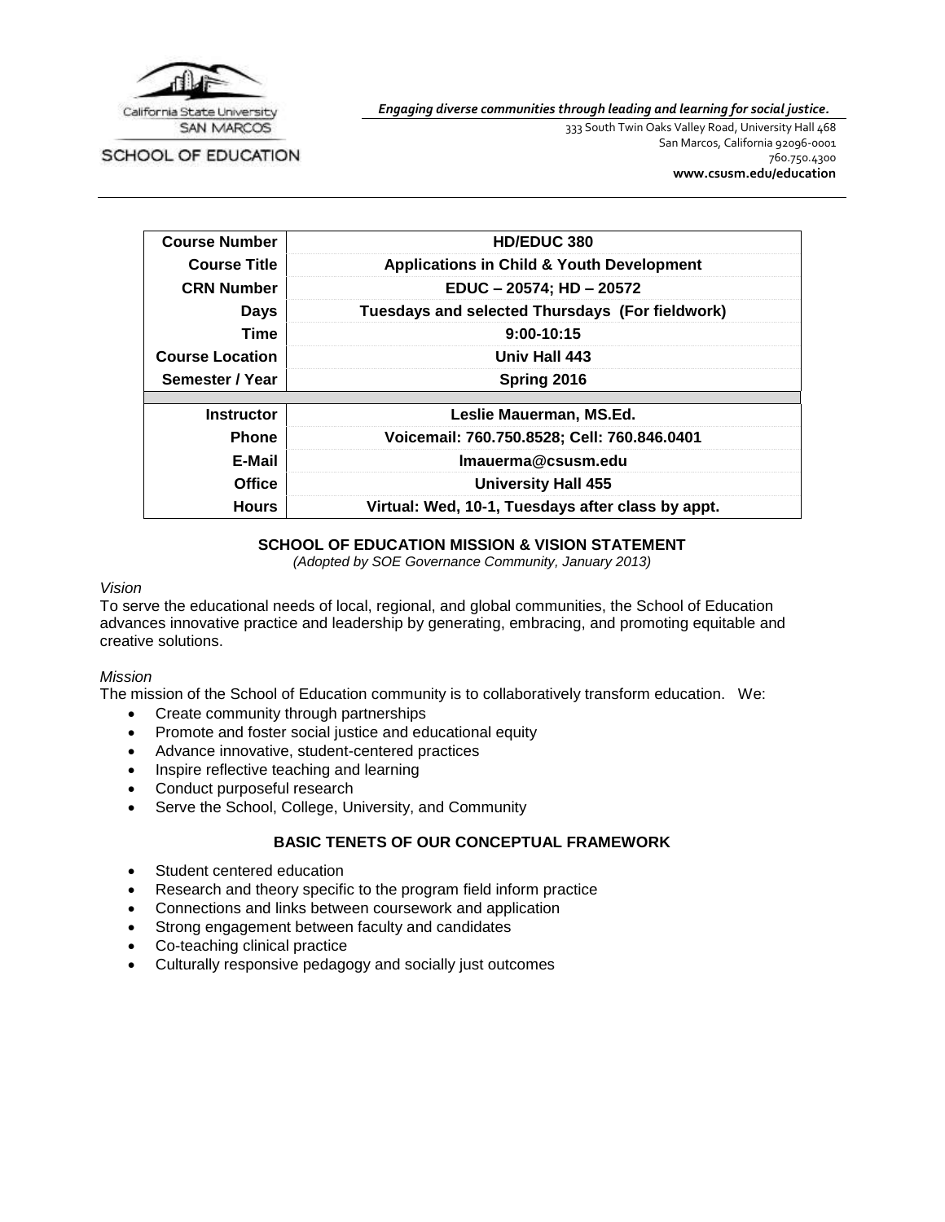California State University
SAN MARCOS

SCHOOL OF EDUCATION

***Engaging diverse communities through leading and learning for social justice.***

333 South Twin Oaks Valley Road, University Hall 468
San Marcos, California 92096-0001
760.750.4300
**www.csusm.edu/education**

| | |
|---|---|
| **Course Number** | **HD/EDUC 380** |
| **Course Title** | **Applications in Child & Youth Development** |
| **CRN Number** | **EDUC – 20574; HD – 20572** |
| **Days** | **Tuesdays and selected Thursdays (For fieldwork)** |
| **Time** | **9:00-10:15** |
| **Course Location** | **Univ Hall 443** |
| **Semester / Year** | **Spring 2016** |
| **Instructor** | **Leslie Mauerman, MS.Ed.** |
| **Phone** | **Voicemail: 760.750.8528; Cell: 760.846.0401** |
| **E-Mail** | **lmauerma@csusm.edu** |
| **Office** | **University Hall 455** |
| **Hours** | **Virtual: Wed, 10-1, Tuesdays after class by appt.** |

## SCHOOL OF EDUCATION MISSION & VISION STATEMENT

*(Adopted by SOE Governance Community, January 2013)*

*Vision*

To serve the educational needs of local, regional, and global communities, the School of Education advances innovative practice and leadership by generating, embracing, and promoting equitable and creative solutions.

*Mission*

The mission of the School of Education community is to collaboratively transform education. We:

- Create community through partnerships
- Promote and foster social justice and educational equity
- Advance innovative, student-centered practices
- Inspire reflective teaching and learning
- Conduct purposeful research
- Serve the School, College, University, and Community

## BASIC TENETS OF OUR CONCEPTUAL FRAMEWORK

- Student centered education
- Research and theory specific to the program field inform practice
- Connections and links between coursework and application
- Strong engagement between faculty and candidates
- Co-teaching clinical practice
- Culturally responsive pedagogy and socially just outcomes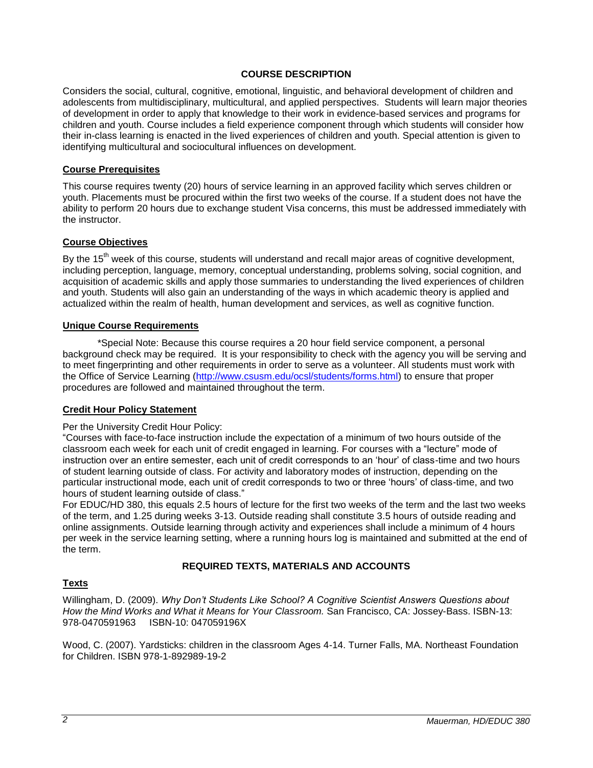## COURSE DESCRIPTION

Considers the social, cultural, cognitive, emotional, linguistic, and behavioral development of children and adolescents from multidisciplinary, multicultural, and applied perspectives. Students will learn major theories of development in order to apply that knowledge to their work in evidence-based services and programs for children and youth. Course includes a field experience component through which students will consider how their in-class learning is enacted in the lived experiences of children and youth. Special attention is given to identifying multicultural and sociocultural influences on development.

### Course Prerequisites

This course requires twenty (20) hours of service learning in an approved facility which serves children or youth. Placements must be procured within the first two weeks of the course. If a student does not have the ability to perform 20 hours due to exchange student Visa concerns, this must be addressed immediately with the instructor.

### Course Objectives

By the 15th week of this course, students will understand and recall major areas of cognitive development, including perception, language, memory, conceptual understanding, problems solving, social cognition, and acquisition of academic skills and apply those summaries to understanding the lived experiences of children and youth. Students will also gain an understanding of the ways in which academic theory is applied and actualized within the realm of health, human development and services, as well as cognitive function.

### Unique Course Requirements

*Special Note: Because this course requires a 20 hour field service component, a personal background check may be required. It is your responsibility to check with the agency you will be serving and to meet fingerprinting and other requirements in order to serve as a volunteer. All students must work with the Office of Service Learning (http://www.csusm.edu/ocsl/students/forms.html) to ensure that proper procedures are followed and maintained throughout the term.

### Credit Hour Policy Statement

Per the University Credit Hour Policy:

"Courses with face-to-face instruction include the expectation of a minimum of two hours outside of the classroom each week for each unit of credit engaged in learning. For courses with a "lecture" mode of instruction over an entire semester, each unit of credit corresponds to an 'hour' of class-time and two hours of student learning outside of class. For activity and laboratory modes of instruction, depending on the particular instructional mode, each unit of credit corresponds to two or three 'hours' of class-time, and two hours of student learning outside of class."

For EDUC/HD 380, this equals 2.5 hours of lecture for the first two weeks of the term and the last two weeks of the term, and 1.25 during weeks 3-13. Outside reading shall constitute 3.5 hours of outside reading and online assignments. Outside learning through activity and experiences shall include a minimum of 4 hours per week in the service learning setting, where a running hours log is maintained and submitted at the end of the term.

## REQUIRED TEXTS, MATERIALS AND ACCOUNTS

### Texts

Willingham, D. (2009). *Why Don't Students Like School? A Cognitive Scientist Answers Questions about How the Mind Works and What it Means for Your Classroom.* San Francisco, CA: Jossey-Bass. ISBN-13: 978-0470591963 ISBN-10: 047059196X

Wood, C. (2007). Yardsticks: children in the classroom Ages 4-14. Turner Falls, MA. Northeast Foundation for Children. ISBN 978-1-892989-19-2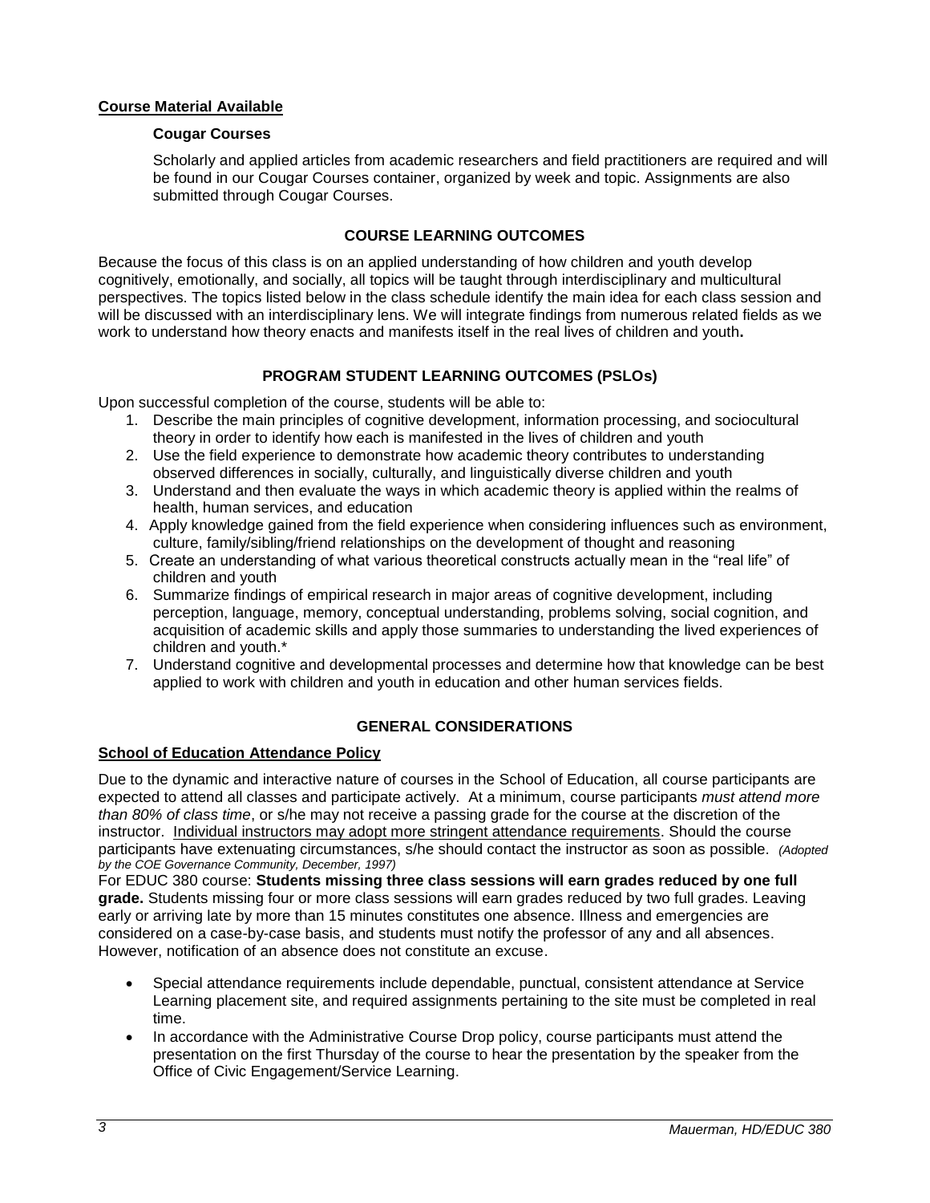## Course Material Available

### Cougar Courses

Scholarly and applied articles from academic researchers and field practitioners are required and will be found in our Cougar Courses container, organized by week and topic. Assignments are also submitted through Cougar Courses.

## COURSE LEARNING OUTCOMES

Because the focus of this class is on an applied understanding of how children and youth develop cognitively, emotionally, and socially, all topics will be taught through interdisciplinary and multicultural perspectives. The topics listed below in the class schedule identify the main idea for each class session and will be discussed with an interdisciplinary lens. We will integrate findings from numerous related fields as we work to understand how theory enacts and manifests itself in the real lives of children and youth**.**

## PROGRAM STUDENT LEARNING OUTCOMES (PSLOs)

Upon successful completion of the course, students will be able to:

1. Describe the main principles of cognitive development, information processing, and sociocultural theory in order to identify how each is manifested in the lives of children and youth
2. Use the field experience to demonstrate how academic theory contributes to understanding observed differences in socially, culturally, and linguistically diverse children and youth
3. Understand and then evaluate the ways in which academic theory is applied within the realms of health, human services, and education
4. Apply knowledge gained from the field experience when considering influences such as environment, culture, family/sibling/friend relationships on the development of thought and reasoning
5. Create an understanding of what various theoretical constructs actually mean in the "real life" of children and youth
6. Summarize findings of empirical research in major areas of cognitive development, including perception, language, memory, conceptual understanding, problems solving, social cognition, and acquisition of academic skills and apply those summaries to understanding the lived experiences of children and youth.*
7. Understand cognitive and developmental processes and determine how that knowledge can be best applied to work with children and youth in education and other human services fields.

## GENERAL CONSIDERATIONS

### School of Education Attendance Policy

Due to the dynamic and interactive nature of courses in the School of Education, all course participants are expected to attend all classes and participate actively. At a minimum, course participants *must attend more than 80% of class time*, or s/he may not receive a passing grade for the course at the discretion of the instructor. Individual instructors may adopt more stringent attendance requirements. Should the course participants have extenuating circumstances, s/he should contact the instructor as soon as possible. *(Adopted by the COE Governance Community, December, 1997)*

For EDUC 380 course: **Students missing three class sessions will earn grades reduced by one full grade.** Students missing four or more class sessions will earn grades reduced by two full grades. Leaving early or arriving late by more than 15 minutes constitutes one absence. Illness and emergencies are considered on a case-by-case basis, and students must notify the professor of any and all absences. However, notification of an absence does not constitute an excuse.

- Special attendance requirements include dependable, punctual, consistent attendance at Service Learning placement site, and required assignments pertaining to the site must be completed in real time.
- In accordance with the Administrative Course Drop policy, course participants must attend the presentation on the first Thursday of the course to hear the presentation by the speaker from the Office of Civic Engagement/Service Learning.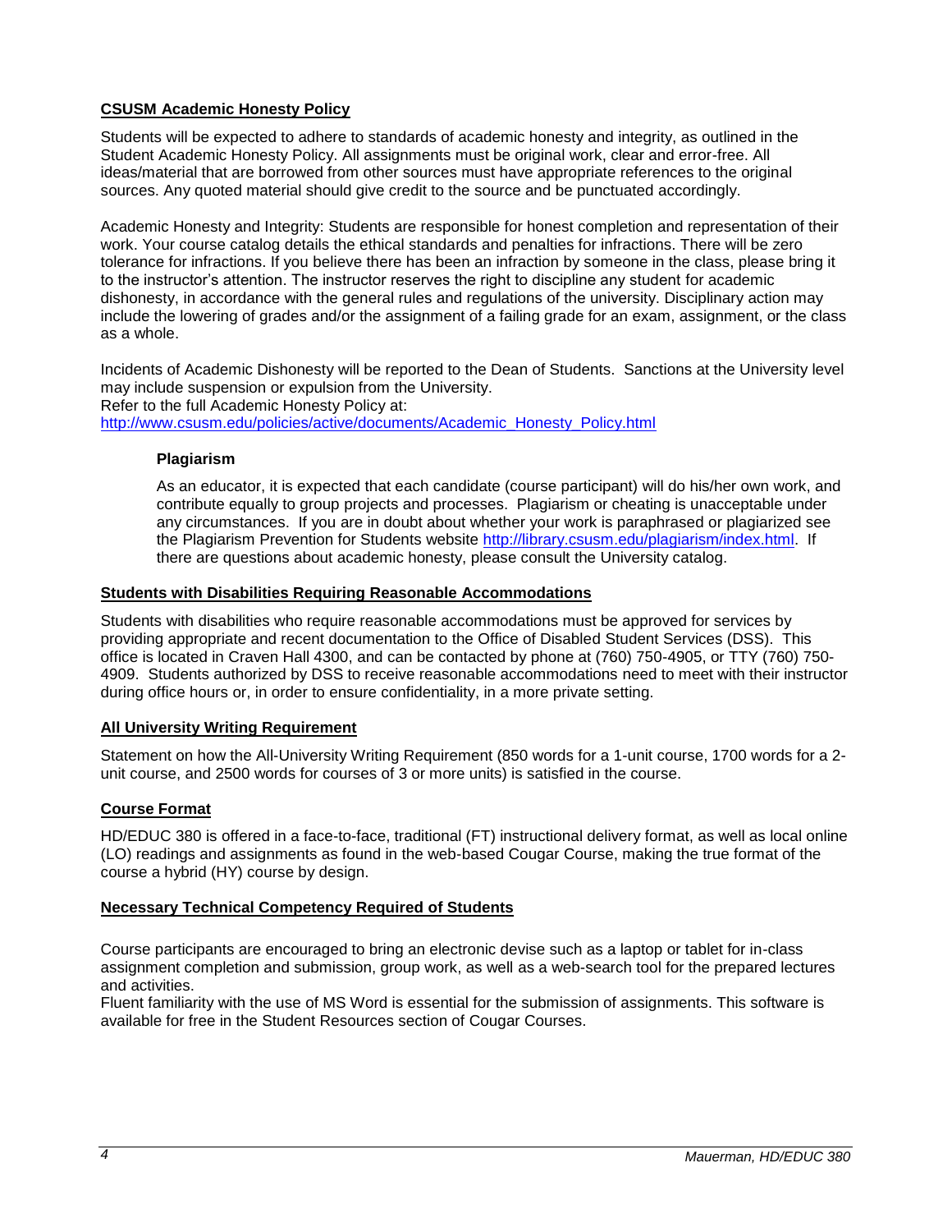## CSUSM Academic Honesty Policy

Students will be expected to adhere to standards of academic honesty and integrity, as outlined in the Student Academic Honesty Policy. All assignments must be original work, clear and error-free. All ideas/material that are borrowed from other sources must have appropriate references to the original sources. Any quoted material should give credit to the source and be punctuated accordingly.

Academic Honesty and Integrity: Students are responsible for honest completion and representation of their work. Your course catalog details the ethical standards and penalties for infractions. There will be zero tolerance for infractions. If you believe there has been an infraction by someone in the class, please bring it to the instructor's attention. The instructor reserves the right to discipline any student for academic dishonesty, in accordance with the general rules and regulations of the university. Disciplinary action may include the lowering of grades and/or the assignment of a failing grade for an exam, assignment, or the class as a whole.

Incidents of Academic Dishonesty will be reported to the Dean of Students. Sanctions at the University level may include suspension or expulsion from the University.
Refer to the full Academic Honesty Policy at:
http://www.csusm.edu/policies/active/documents/Academic_Honesty_Policy.html

### Plagiarism

As an educator, it is expected that each candidate (course participant) will do his/her own work, and contribute equally to group projects and processes. Plagiarism or cheating is unacceptable under any circumstances. If you are in doubt about whether your work is paraphrased or plagiarized see the Plagiarism Prevention for Students website http://library.csusm.edu/plagiarism/index.html. If there are questions about academic honesty, please consult the University catalog.

## Students with Disabilities Requiring Reasonable Accommodations

Students with disabilities who require reasonable accommodations must be approved for services by providing appropriate and recent documentation to the Office of Disabled Student Services (DSS). This office is located in Craven Hall 4300, and can be contacted by phone at (760) 750-4905, or TTY (760) 750-4909. Students authorized by DSS to receive reasonable accommodations need to meet with their instructor during office hours or, in order to ensure confidentiality, in a more private setting.

## All University Writing Requirement

Statement on how the All-University Writing Requirement (850 words for a 1-unit course, 1700 words for a 2-unit course, and 2500 words for courses of 3 or more units) is satisfied in the course.

## Course Format

HD/EDUC 380 is offered in a face-to-face, traditional (FT) instructional delivery format, as well as local online (LO) readings and assignments as found in the web-based Cougar Course, making the true format of the course a hybrid (HY) course by design.

## Necessary Technical Competency Required of Students

Course participants are encouraged to bring an electronic devise such as a laptop or tablet for in-class assignment completion and submission, group work, as well as a web-search tool for the prepared lectures and activities.
Fluent familiarity with the use of MS Word is essential for the submission of assignments. This software is available for free in the Student Resources section of Cougar Courses.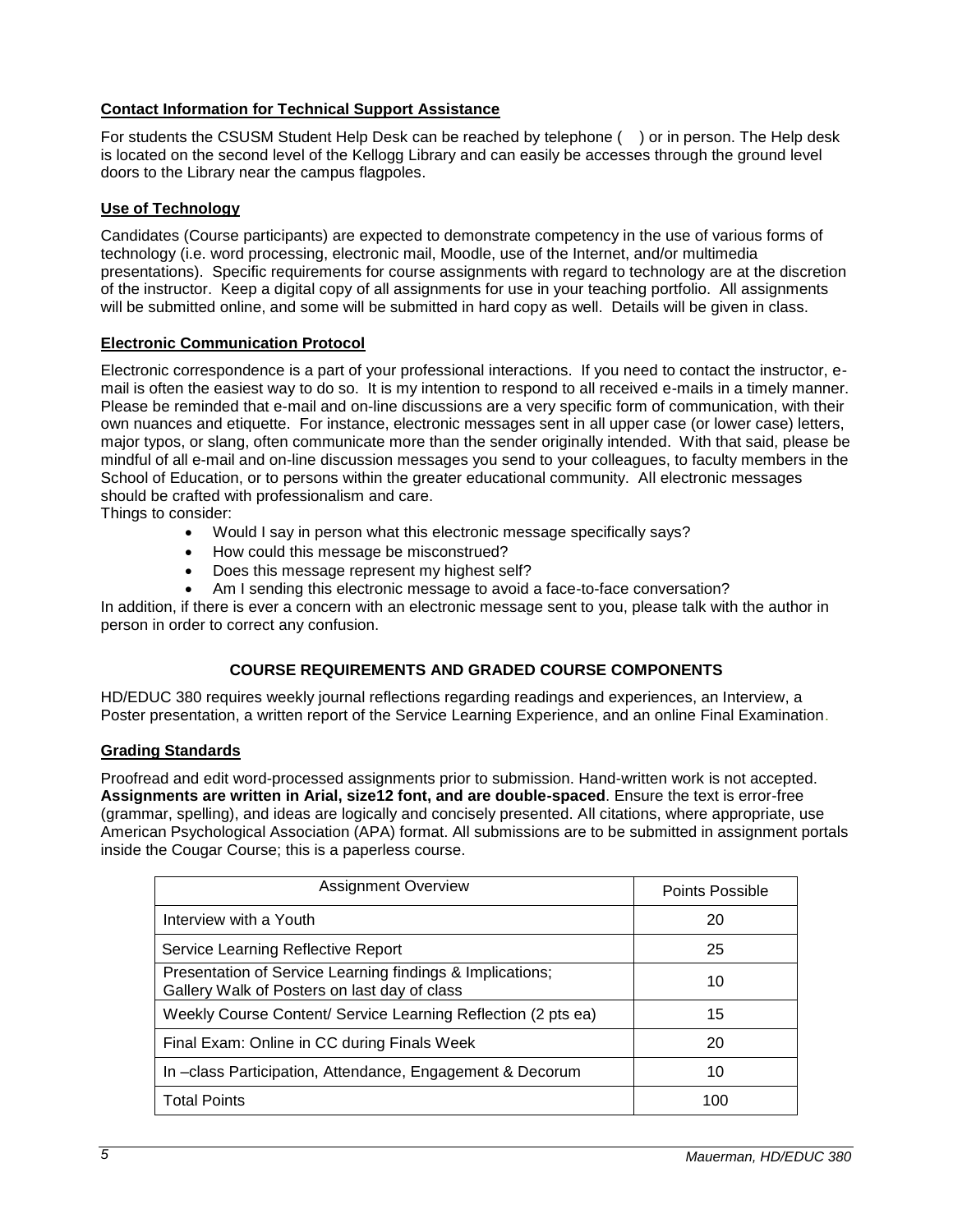**Contact Information for Technical Support Assistance**

For students the CSUSM Student Help Desk can be reached by telephone (   ) or in person. The Help desk is located on the second level of the Kellogg Library and can easily be accesses through the ground level doors to the Library near the campus flagpoles.

**Use of Technology**

Candidates (Course participants) are expected to demonstrate competency in the use of various forms of technology (i.e. word processing, electronic mail, Moodle, use of the Internet, and/or multimedia presentations). Specific requirements for course assignments with regard to technology are at the discretion of the instructor. Keep a digital copy of all assignments for use in your teaching portfolio. All assignments will be submitted online, and some will be submitted in hard copy as well. Details will be given in class.

**Electronic Communication Protocol**

Electronic correspondence is a part of your professional interactions. If you need to contact the instructor, e-mail is often the easiest way to do so. It is my intention to respond to all received e-mails in a timely manner. Please be reminded that e-mail and on-line discussions are a very specific form of communication, with their own nuances and etiquette. For instance, electronic messages sent in all upper case (or lower case) letters, major typos, or slang, often communicate more than the sender originally intended. With that said, please be mindful of all e-mail and on-line discussion messages you send to your colleagues, to faculty members in the School of Education, or to persons within the greater educational community. All electronic messages should be crafted with professionalism and care.

Things to consider:

- Would I say in person what this electronic message specifically says?
- How could this message be misconstrued?
- Does this message represent my highest self?
- Am I sending this electronic message to avoid a face-to-face conversation?

In addition, if there is ever a concern with an electronic message sent to you, please talk with the author in person in order to correct any confusion.

## COURSE REQUIREMENTS AND GRADED COURSE COMPONENTS

HD/EDUC 380 requires weekly journal reflections regarding readings and experiences, an Interview, a Poster presentation, a written report of the Service Learning Experience, and an online Final Examination.

**Grading Standards**

Proofread and edit word-processed assignments prior to submission. Hand-written work is not accepted. **Assignments are written in Arial, size12 font, and are double-spaced**. Ensure the text is error-free (grammar, spelling), and ideas are logically and concisely presented. All citations, where appropriate, use American Psychological Association (APA) format. All submissions are to be submitted in assignment portals inside the Cougar Course; this is a paperless course.

| Assignment Overview | Points Possible |
|---|---|
| Interview with a Youth | 20 |
| Service Learning Reflective Report | 25 |
| Presentation of Service Learning findings & Implications; Gallery Walk of Posters on last day of class | 10 |
| Weekly Course Content/ Service Learning Reflection (2 pts ea) | 15 |
| Final Exam: Online in CC during Finals Week | 20 |
| In –class Participation, Attendance, Engagement & Decorum | 10 |
| Total Points | 100 |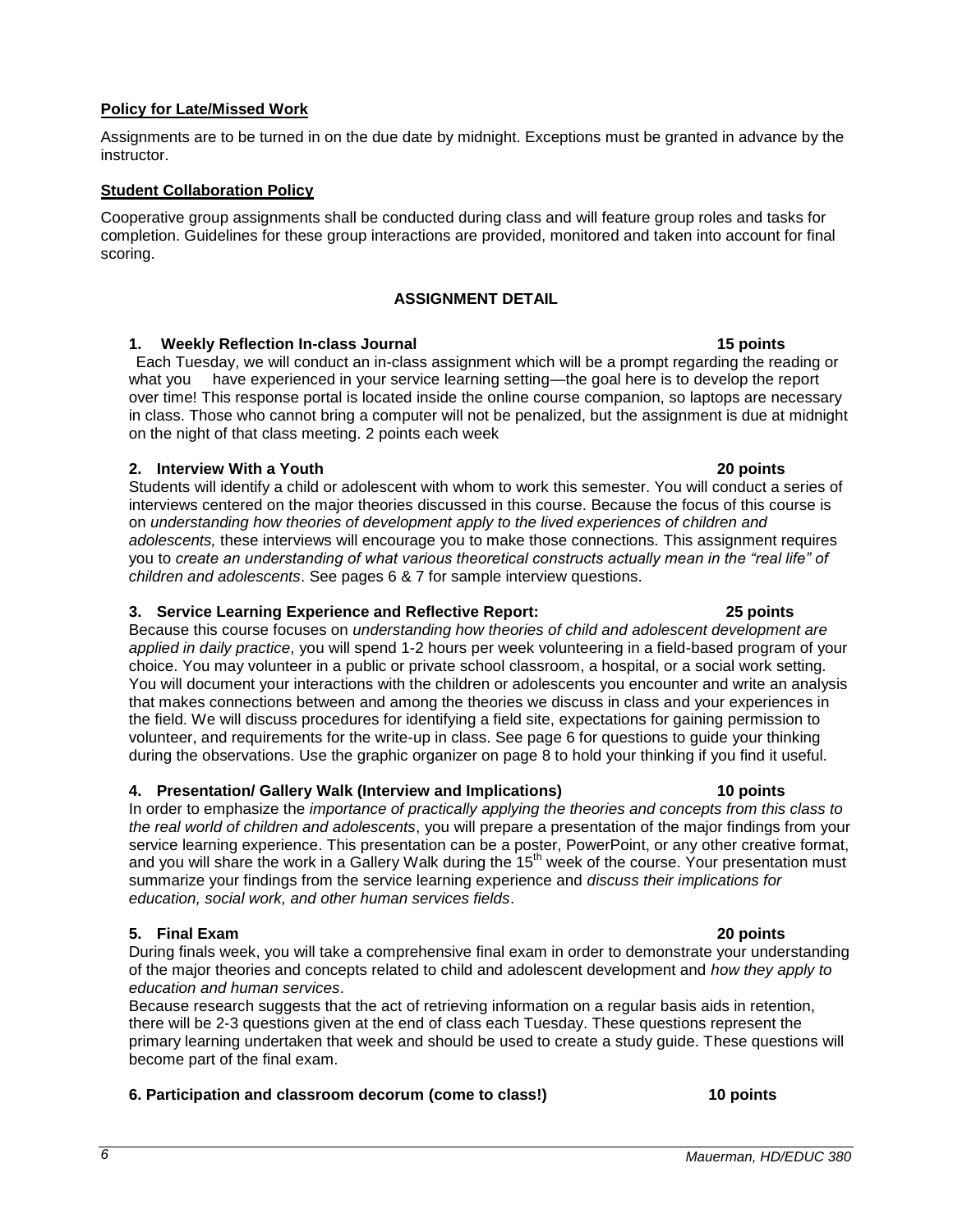**Policy for Late/Missed Work**

Assignments are to be turned in on the due date by midnight. Exceptions must be granted in advance by the instructor.

**Student Collaboration Policy**

Cooperative group assignments shall be conducted during class and will feature group roles and tasks for completion. Guidelines for these group interactions are provided, monitored and taken into account for final scoring.

## ASSIGNMENT DETAIL

### 1. Weekly Reflection In-class Journal — 15 points

Each Tuesday, we will conduct an in-class assignment which will be a prompt regarding the reading or what you have experienced in your service learning setting—the goal here is to develop the report over time! This response portal is located inside the online course companion, so laptops are necessary in class. Those who cannot bring a computer will not be penalized, but the assignment is due at midnight on the night of that class meeting. 2 points each week

### 2. Interview With a Youth — 20 points

Students will identify a child or adolescent with whom to work this semester. You will conduct a series of interviews centered on the major theories discussed in this course. Because the focus of this course is on *understanding how theories of development apply to the lived experiences of children and adolescents,* these interviews will encourage you to make those connections. This assignment requires you to *create an understanding of what various theoretical constructs actually mean in the "real life" of children and adolescents*. See pages 6 & 7 for sample interview questions.

### 3. Service Learning Experience and Reflective Report: — 25 points

Because this course focuses on *understanding how theories of child and adolescent development are applied in daily practice*, you will spend 1-2 hours per week volunteering in a field-based program of your choice. You may volunteer in a public or private school classroom, a hospital, or a social work setting. You will document your interactions with the children or adolescents you encounter and write an analysis that makes connections between and among the theories we discuss in class and your experiences in the field. We will discuss procedures for identifying a field site, expectations for gaining permission to volunteer, and requirements for the write-up in class. See page 6 for questions to guide your thinking during the observations. Use the graphic organizer on page 8 to hold your thinking if you find it useful.

### 4. Presentation/ Gallery Walk (Interview and Implications) — 10 points

In order to emphasize the *importance of practically applying the theories and concepts from this class to the real world of children and adolescents*, you will prepare a presentation of the major findings from your service learning experience. This presentation can be a poster, PowerPoint, or any other creative format, and you will share the work in a Gallery Walk during the 15th week of the course. Your presentation must summarize your findings from the service learning experience and *discuss their implications for education, social work, and other human services fields*.

### 5. Final Exam — 20 points

During finals week, you will take a comprehensive final exam in order to demonstrate your understanding of the major theories and concepts related to child and adolescent development and *how they apply to education and human services*.

Because research suggests that the act of retrieving information on a regular basis aids in retention, there will be 2-3 questions given at the end of class each Tuesday. These questions represent the primary learning undertaken that week and should be used to create a study guide. These questions will become part of the final exam.

### 6. Participation and classroom decorum (come to class!) — 10 points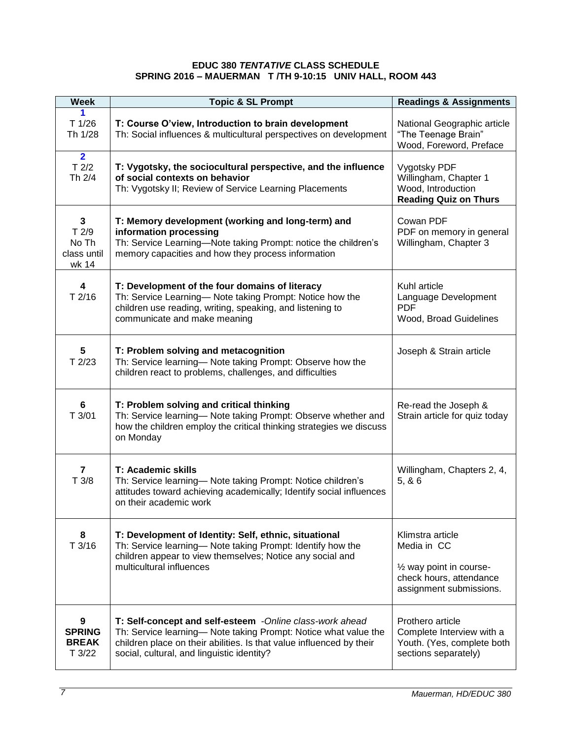**EDUC 380 *TENTATIVE* CLASS SCHEDULE**
**SPRING 2016 – MAUERMAN T /TH 9-10:15 UNIV HALL, ROOM 443**

| Week | Topic & SL Prompt | Readings & Assignments |
|---|---|---|
| **1**<br>T 1/26<br>Th 1/28 | **T: Course O'view, Introduction to brain development**<br>Th: Social influences & multicultural perspectives on development | National Geographic article "The Teenage Brain"<br>Wood, Foreword, Preface |
| **2**<br>T 2/2<br>Th 2/4 | **T: Vygotsky, the sociocultural perspective, and the influence of social contexts on behavior**<br>Th: Vygotsky II; Review of Service Learning Placements | Vygotsky PDF<br>Willingham, Chapter 1<br>Wood, Introduction<br>**Reading Quiz on Thurs** |
| **3**<br>T 2/9<br>No Th class until wk 14 | **T: Memory development (working and long-term) and information processing**<br>Th: Service Learning—Note taking Prompt: notice the children's memory capacities and how they process information | Cowan PDF<br>PDF on memory in general<br>Willingham, Chapter 3 |
| **4**<br>T 2/16 | **T: Development of the four domains of literacy**<br>Th: Service Learning— Note taking Prompt: Notice how the children use reading, writing, speaking, and listening to communicate and make meaning | Kuhl article<br>Language Development PDF<br>Wood, Broad Guidelines |
| **5**<br>T 2/23 | **T: Problem solving and metacognition**<br>Th: Service learning— Note taking Prompt: Observe how the children react to problems, challenges, and difficulties | Joseph & Strain article |
| **6**<br>T 3/01 | **T: Problem solving and critical thinking**<br>Th: Service learning— Note taking Prompt: Observe whether and how the children employ the critical thinking strategies we discuss on Monday | Re-read the Joseph & Strain article for quiz today |
| **7**<br>T 3/8 | **T: Academic skills**<br>Th: Service learning— Note taking Prompt: Notice children's attitudes toward achieving academically; Identify social influences on their academic work | Willingham, Chapters 2, 4, 5, & 6 |
| **8**<br>T 3/16 | **T: Development of Identity: Self, ethnic, situational**<br>Th: Service learning— Note taking Prompt: Identify how the children appear to view themselves; Notice any social and multicultural influences | Klimstra article<br>Media in CC<br><br>½ way point in course- check hours, attendance assignment submissions. |
| **9**<br>**SPRING BREAK**<br>T 3/22 | **T: Self-concept and self-esteem** *-Online class-work ahead*<br>Th: Service learning— Note taking Prompt: Notice what value the children place on their abilities. Is that value influenced by their social, cultural, and linguistic identity? | Prothero article<br>Complete Interview with a Youth. (Yes, complete both sections separately) |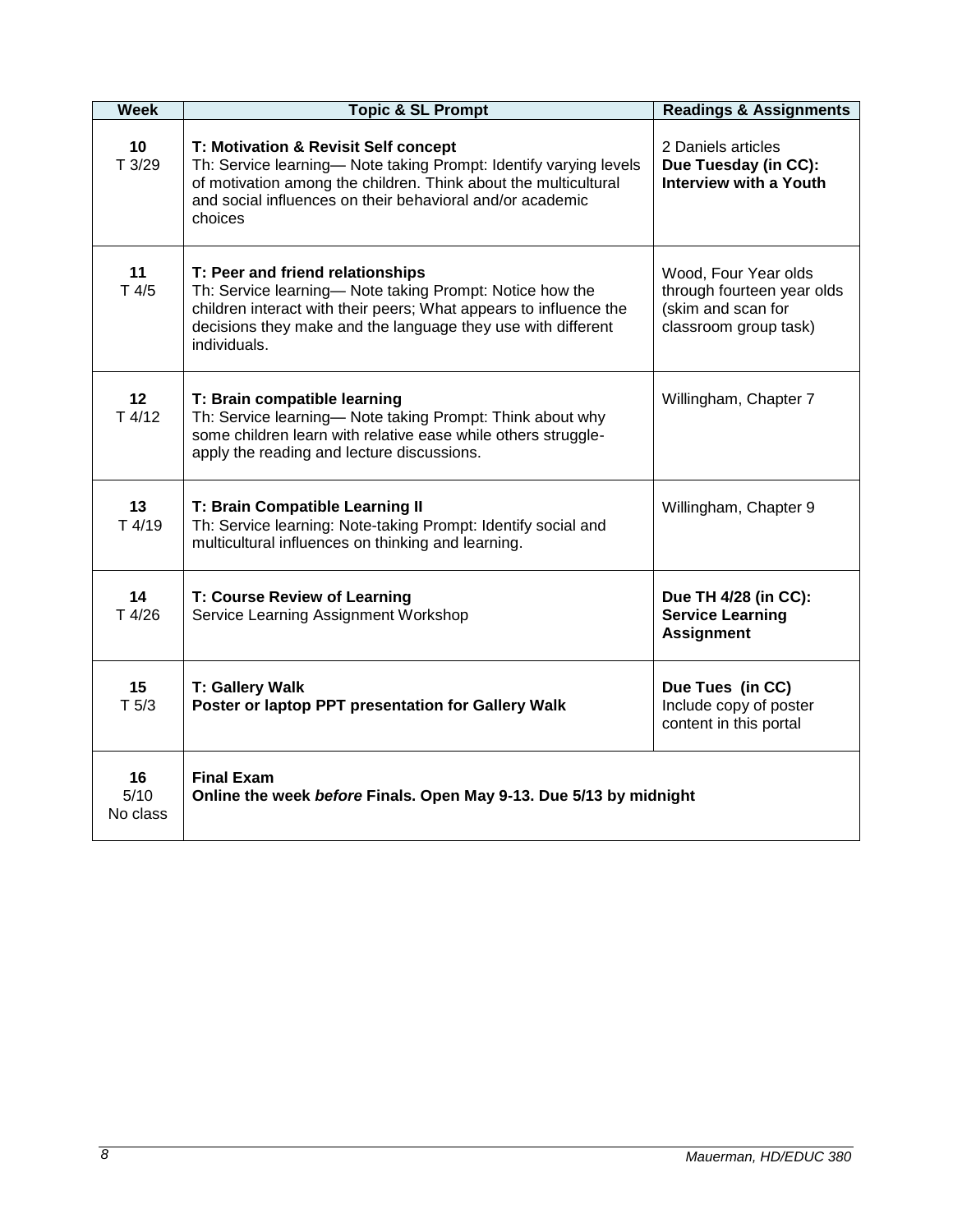| Week | Topic & SL Prompt | Readings & Assignments |
|---|---|---|
| **10** T 3/29 | **T: Motivation & Revisit Self concept** Th: Service learning— Note taking Prompt: Identify varying levels of motivation among the children. Think about the multicultural and social influences on their behavioral and/or academic choices | 2 Daniels articles **Due Tuesday (in CC): Interview with a Youth** |
| **11** T 4/5 | **T: Peer and friend relationships** Th: Service learning— Note taking Prompt: Notice how the children interact with their peers; What appears to influence the decisions they make and the language they use with different individuals. | Wood, Four Year olds through fourteen year olds (skim and scan for classroom group task) |
| **12** T 4/12 | **T: Brain compatible learning** Th: Service learning— Note taking Prompt: Think about why some children learn with relative ease while others struggle- apply the reading and lecture discussions. | Willingham, Chapter 7 |
| **13** T 4/19 | **T: Brain Compatible Learning II** Th: Service learning: Note-taking Prompt: Identify social and multicultural influences on thinking and learning. | Willingham, Chapter 9 |
| **14** T 4/26 | **T: Course Review of Learning** Service Learning Assignment Workshop | **Due TH 4/28 (in CC): Service Learning Assignment** |
| **15** T 5/3 | **T: Gallery Walk** **Poster or laptop PPT presentation for Gallery Walk** | **Due Tues (in CC)** Include copy of poster content in this portal |
| **16** 5/10 No class | **Final Exam** **Online the week *before* Finals. Open May 9-13. Due 5/13 by midnight** | |